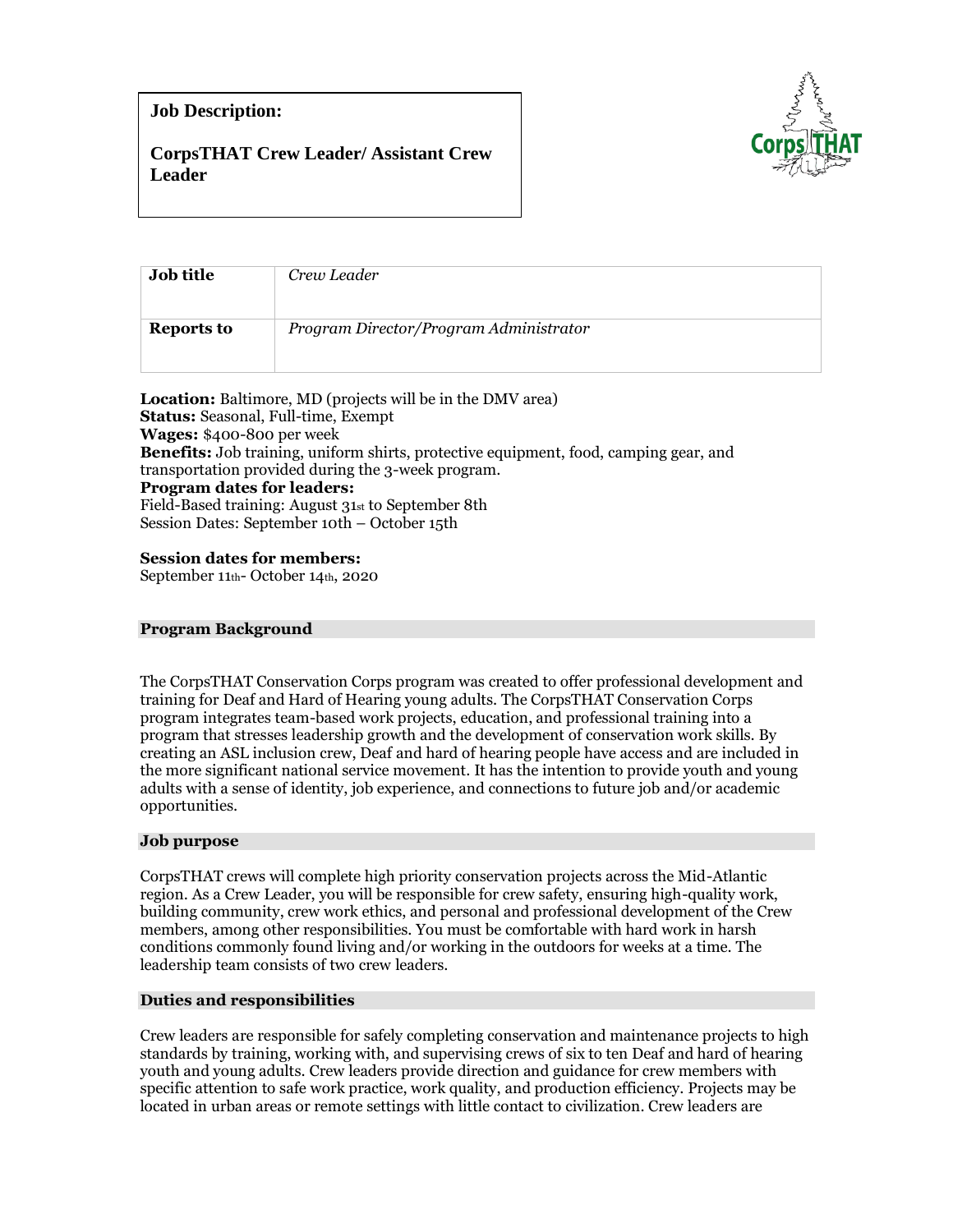**Job Description:**

**CorpsTHAT Crew Leader/ Assistant Crew Leader**

| **Job title** | *Crew Leader* |
|---|---|
| **Reports to** | *Program Director/Program Administrator* |

**Location:** Baltimore, MD (projects will be in the DMV area)
**Status:** Seasonal, Full-time, Exempt
**Wages:** $400-800 per week
**Benefits:** Job training, uniform shirts, protective equipment, food, camping gear, and transportation provided during the 3-week program.
**Program dates for leaders:**
Field-Based training: August 31st to September 8th
Session Dates: September 10th – October 15th

**Session dates for members:**
September 11th- October 14th, 2020

## Program Background

The CorpsTHAT Conservation Corps program was created to offer professional development and training for Deaf and Hard of Hearing young adults. The CorpsTHAT Conservation Corps program integrates team-based work projects, education, and professional training into a program that stresses leadership growth and the development of conservation work skills. By creating an ASL inclusion crew, Deaf and hard of hearing people have access and are included in the more significant national service movement. It has the intention to provide youth and young adults with a sense of identity, job experience, and connections to future job and/or academic opportunities.

## Job purpose

CorpsTHAT crews will complete high priority conservation projects across the Mid-Atlantic region. As a Crew Leader, you will be responsible for crew safety, ensuring high-quality work, building community, crew work ethics, and personal and professional development of the Crew members, among other responsibilities. You must be comfortable with hard work in harsh conditions commonly found living and/or working in the outdoors for weeks at a time. The leadership team consists of two crew leaders.

## Duties and responsibilities

Crew leaders are responsible for safely completing conservation and maintenance projects to high standards by training, working with, and supervising crews of six to ten Deaf and hard of hearing youth and young adults. Crew leaders provide direction and guidance for crew members with specific attention to safe work practice, work quality, and production efficiency. Projects may be located in urban areas or remote settings with little contact to civilization. Crew leaders are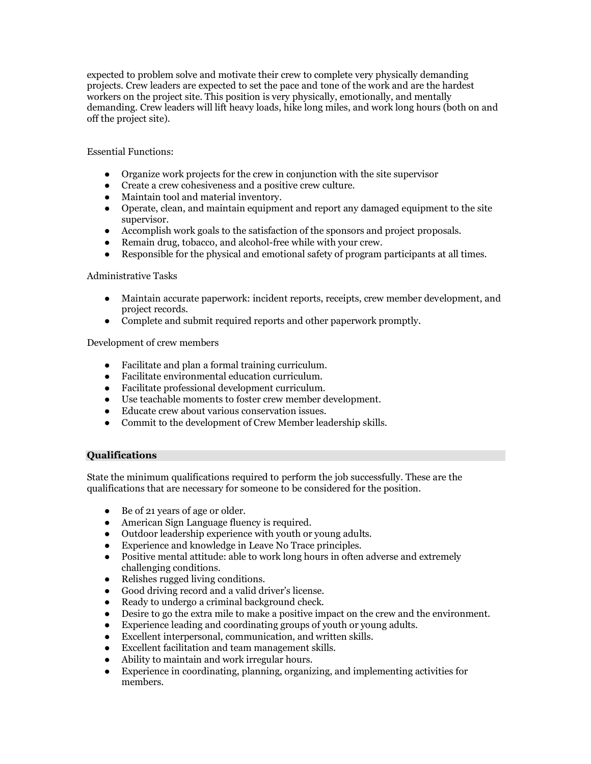expected to problem solve and motivate their crew to complete very physically demanding projects. Crew leaders are expected to set the pace and tone of the work and are the hardest workers on the project site. This position is very physically, emotionally, and mentally demanding. Crew leaders will lift heavy loads, hike long miles, and work long hours (both on and off the project site).

Essential Functions:

- Organize work projects for the crew in conjunction with the site supervisor
- Create a crew cohesiveness and a positive crew culture.
- Maintain tool and material inventory.
- Operate, clean, and maintain equipment and report any damaged equipment to the site supervisor.
- Accomplish work goals to the satisfaction of the sponsors and project proposals.
- Remain drug, tobacco, and alcohol-free while with your crew.
- Responsible for the physical and emotional safety of program participants at all times.

Administrative Tasks

- Maintain accurate paperwork: incident reports, receipts, crew member development, and project records.
- Complete and submit required reports and other paperwork promptly.

Development of crew members

- Facilitate and plan a formal training curriculum.
- Facilitate environmental education curriculum.
- Facilitate professional development curriculum.
- Use teachable moments to foster crew member development.
- Educate crew about various conservation issues.
- Commit to the development of Crew Member leadership skills.

## Qualifications

State the minimum qualifications required to perform the job successfully. These are the qualifications that are necessary for someone to be considered for the position.

- Be of 21 years of age or older.
- American Sign Language fluency is required.
- Outdoor leadership experience with youth or young adults.
- Experience and knowledge in Leave No Trace principles.
- Positive mental attitude: able to work long hours in often adverse and extremely challenging conditions.
- Relishes rugged living conditions.
- Good driving record and a valid driver's license.
- Ready to undergo a criminal background check.
- Desire to go the extra mile to make a positive impact on the crew and the environment.
- Experience leading and coordinating groups of youth or young adults.
- Excellent interpersonal, communication, and written skills.
- Excellent facilitation and team management skills.
- Ability to maintain and work irregular hours.
- Experience in coordinating, planning, organizing, and implementing activities for members.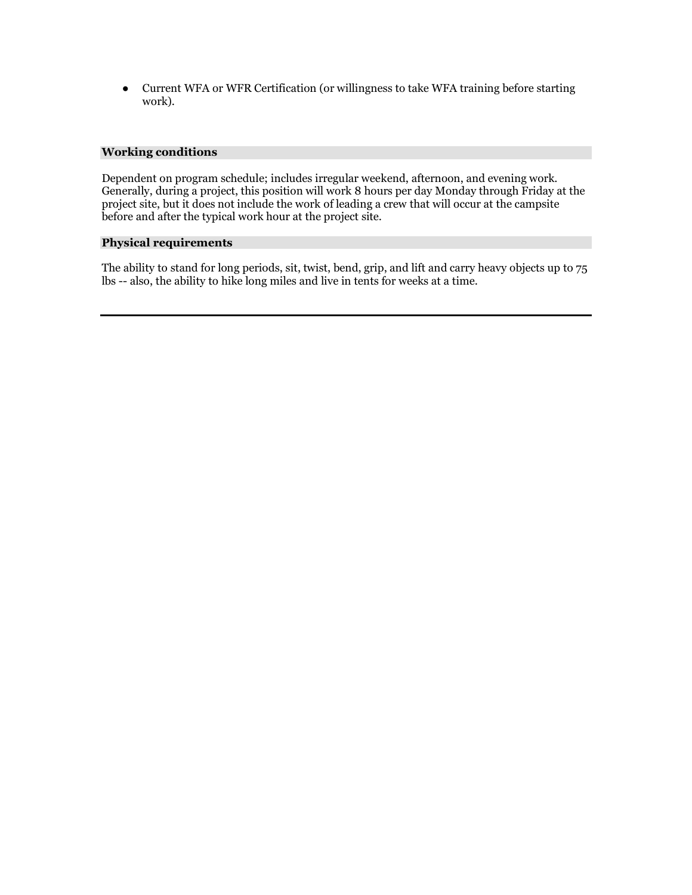- Current WFA or WFR Certification (or willingness to take WFA training before starting work).

### Working conditions

Dependent on program schedule; includes irregular weekend, afternoon, and evening work. Generally, during a project, this position will work 8 hours per day Monday through Friday at the project site, but it does not include the work of leading a crew that will occur at the campsite before and after the typical work hour at the project site.

### Physical requirements

The ability to stand for long periods, sit, twist, bend, grip, and lift and carry heavy objects up to 75 lbs -- also, the ability to hike long miles and live in tents for weeks at a time.

---